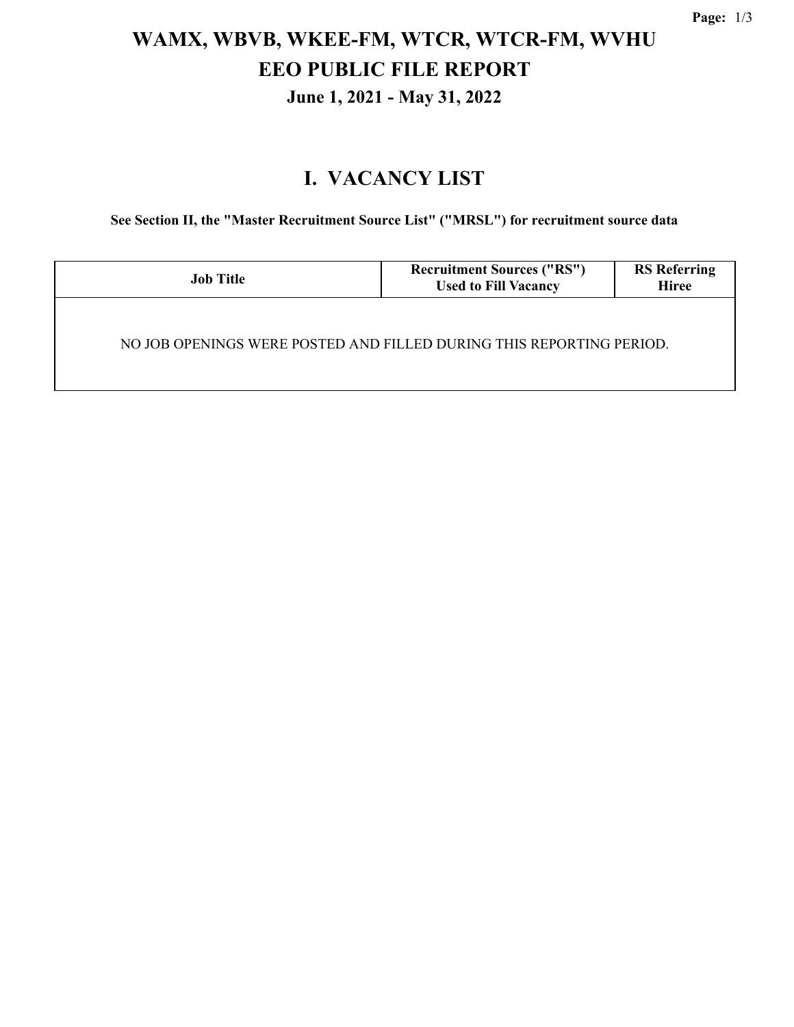# WAMX, WBVB, WKEE-FM, WTCR, WTCR-FM, WVHU
# EEO PUBLIC FILE REPORT
### June 1, 2021 - May 31, 2022

## I. VACANCY LIST

**See Section II, the "Master Recruitment Source List" ("MRSL") for recruitment source data**

| Job Title | Recruitment Sources ("RS") Used to Fill Vacancy | RS Referring Hiree |
|---|---|---|
| NO JOB OPENINGS WERE POSTED AND FILLED DURING THIS REPORTING PERIOD. | | |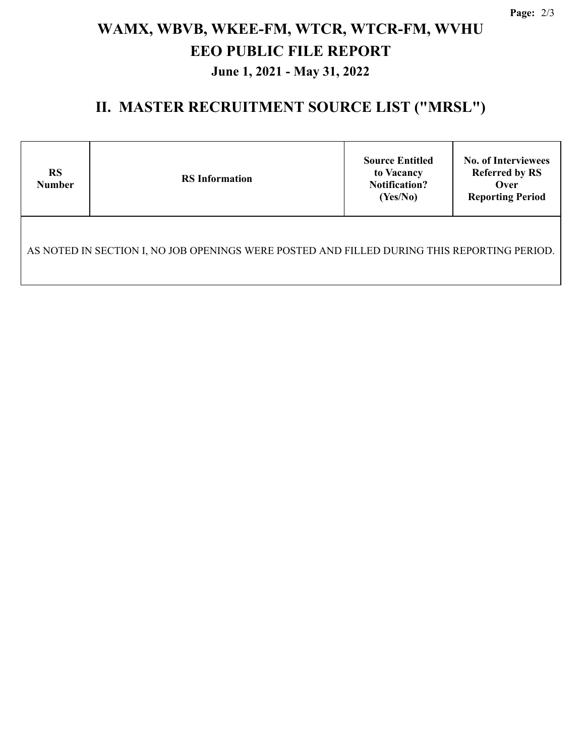# WAMX, WBVB, WKEE-FM, WTCR, WTCR-FM, WVHU

# EEO PUBLIC FILE REPORT

### June 1, 2021 - May 31, 2022

## II. MASTER RECRUITMENT SOURCE LIST ("MRSL")

| RS Number | RS Information | Source Entitled to Vacancy Notification? (Yes/No) | No. of Interviewees Referred by RS Over Reporting Period |
|---|---|---|---|
| AS NOTED IN SECTION I, NO JOB OPENINGS WERE POSTED AND FILLED DURING THIS REPORTING PERIOD. | | | |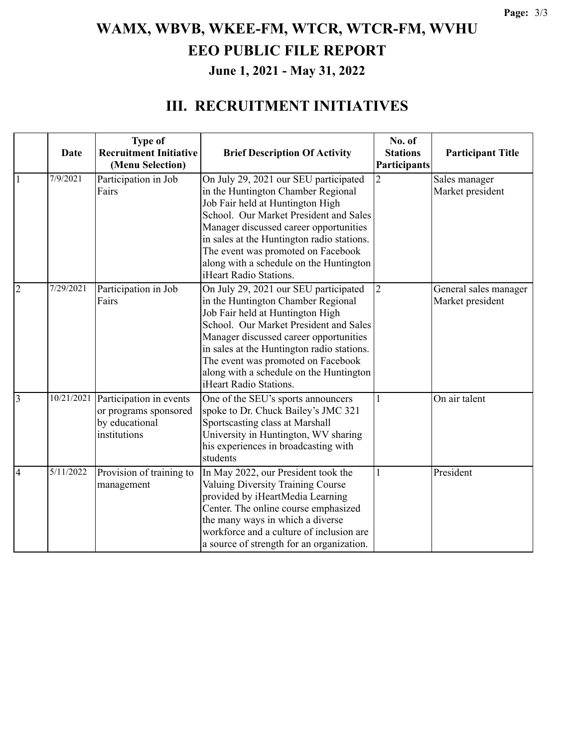# WAMX, WBVB, WKEE-FM, WTCR, WTCR-FM, WVHU
# EEO PUBLIC FILE REPORT
### June 1, 2021 - May 31, 2022

## III. RECRUITMENT INITIATIVES

| | Date | Type of Recruitment Initiative (Menu Selection) | Brief Description Of Activity | No. of Stations Participants | Participant Title |
|---|---|---|---|---|---|
| 1 | 7/9/2021 | Participation in Job Fairs | On July 29, 2021 our SEU participated in the Huntington Chamber Regional Job Fair held at Huntington High School. Our Market President and Sales Manager discussed career opportunities in sales at the Huntington radio stations. The event was promoted on Facebook along with a schedule on the Huntington iHeart Radio Stations. | 2 | Sales manager<br>Market president |
| 2 | 7/29/2021 | Participation in Job Fairs | On July 29, 2021 our SEU participated in the Huntington Chamber Regional Job Fair held at Huntington High School. Our Market President and Sales Manager discussed career opportunities in sales at the Huntington radio stations. The event was promoted on Facebook along with a schedule on the Huntington iHeart Radio Stations. | 2 | General sales manager<br>Market president |
| 3 | 10/21/2021 | Participation in events or programs sponsored by educational institutions | One of the SEU's sports announcers spoke to Dr. Chuck Bailey's JMC 321 Sportscasting class at Marshall University in Huntington, WV sharing his experiences in broadcasting with students | 1 | On air talent |
| 4 | 5/11/2022 | Provision of training to management | In May 2022, our President took the Valuing Diversity Training Course provided by iHeartMedia Learning Center. The online course emphasized the many ways in which a diverse workforce and a culture of inclusion are a source of strength for an organization. | 1 | President |